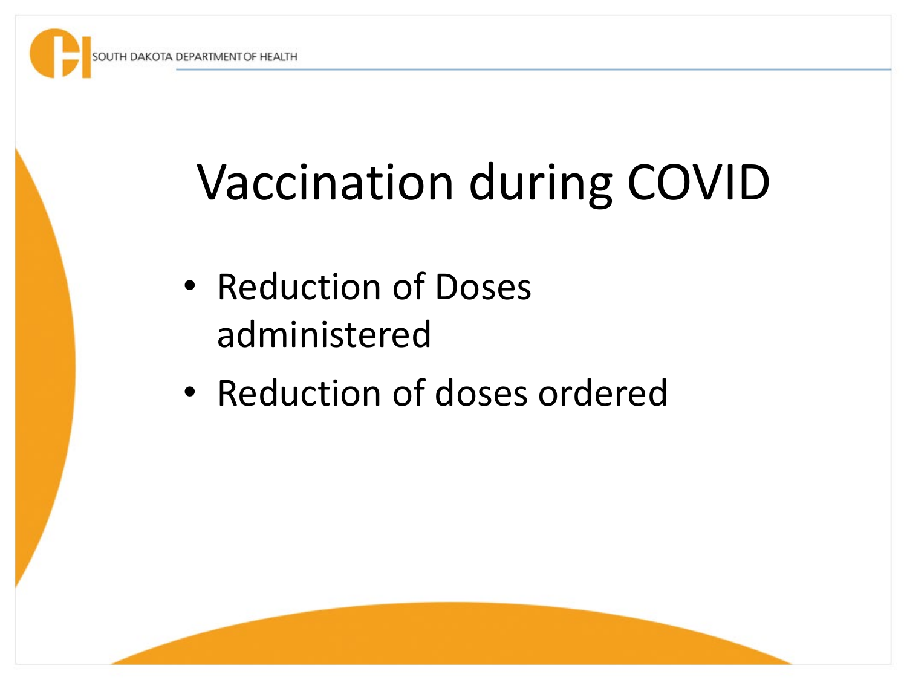# Vaccination during COVID

- Reduction of Doses administered
- Reduction of doses ordered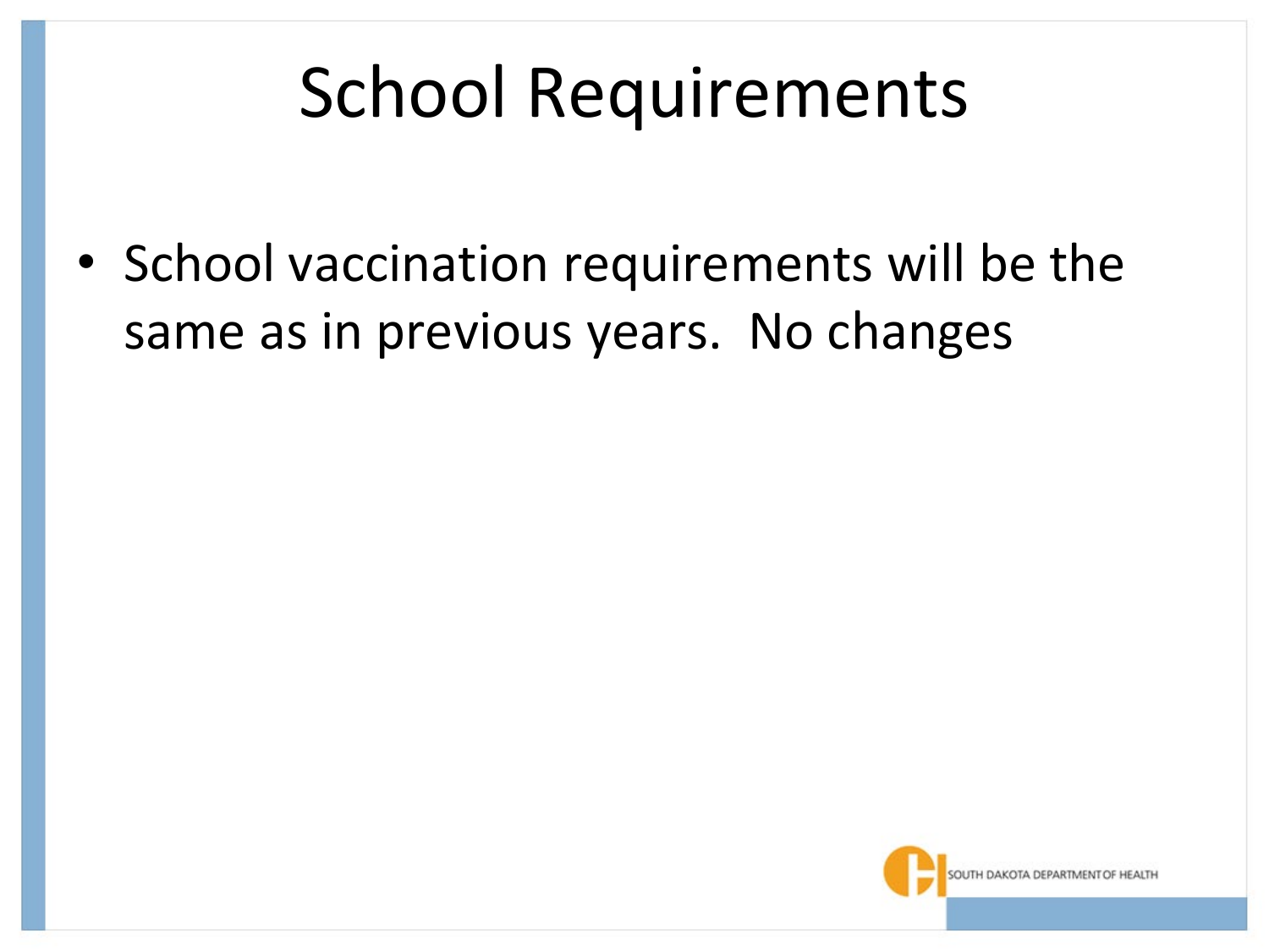# School Requirements

- School vaccination requirements will be the same as in previous years.  No changes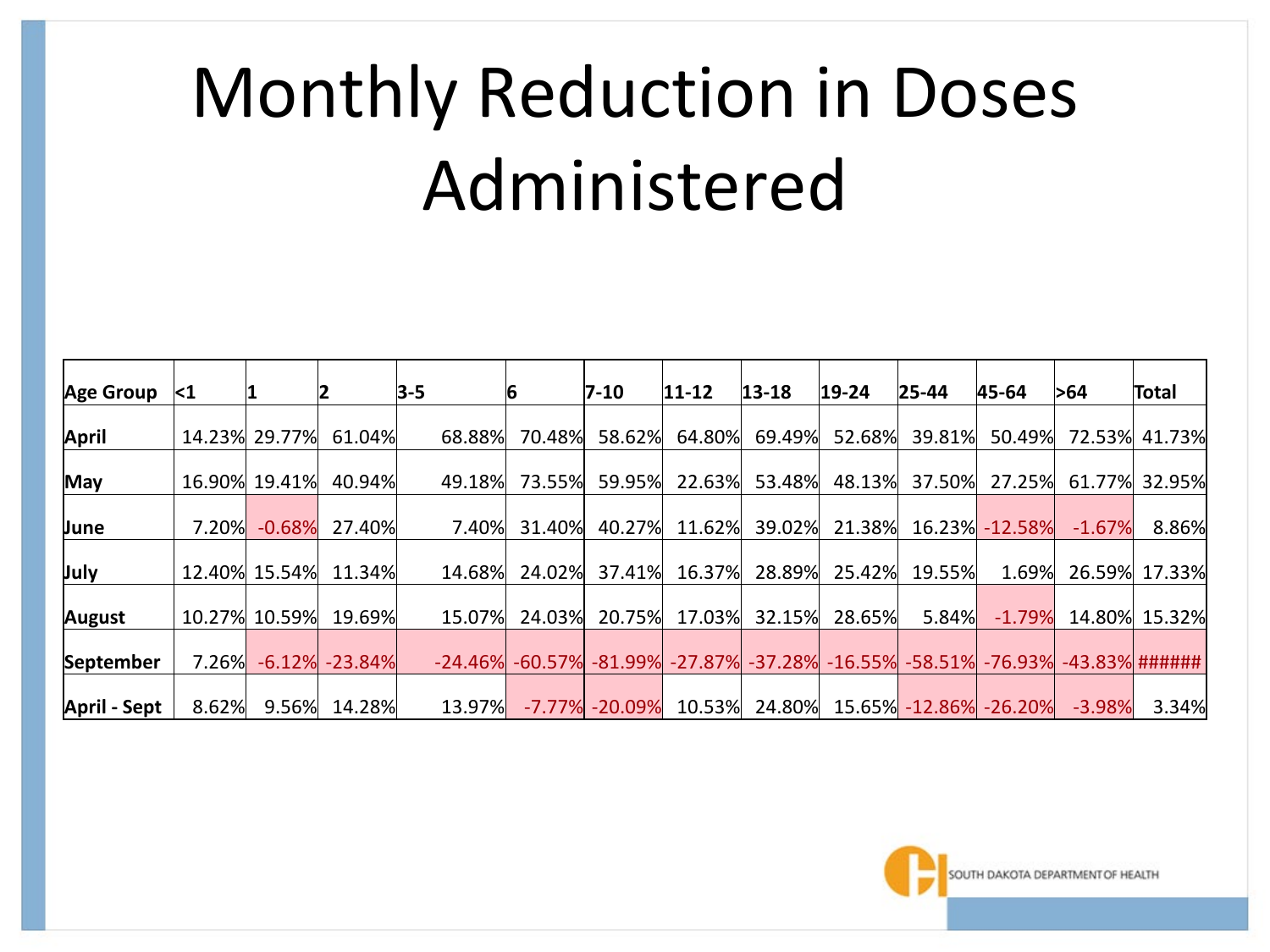# Monthly Reduction in Doses Administered

| Age Group | <1 | 1 | 2 | 3-5 | 6 | 7-10 | 11-12 | 13-18 | 19-24 | 25-44 | 45-64 | >64 | Total |
|---|---|---|---|---|---|---|---|---|---|---|---|---|---|
| **April** | 14.23% | 29.77% | 61.04% | 68.88% | 70.48% | 58.62% | 64.80% | 69.49% | 52.68% | 39.81% | 50.49% | 72.53% | 41.73% |
| **May** | 16.90% | 19.41% | 40.94% | 49.18% | 73.55% | 59.95% | 22.63% | 53.48% | 48.13% | 37.50% | 27.25% | 61.77% | 32.95% |
| **June** | 7.20% | -0.68% | 27.40% | 7.40% | 31.40% | 40.27% | 11.62% | 39.02% | 21.38% | 16.23% | -12.58% | -1.67% | 8.86% |
| **July** | 12.40% | 15.54% | 11.34% | 14.68% | 24.02% | 37.41% | 16.37% | 28.89% | 25.42% | 19.55% | 1.69% | 26.59% | 17.33% |
| **August** | 10.27% | 10.59% | 19.69% | 15.07% | 24.03% | 20.75% | 17.03% | 32.15% | 28.65% | 5.84% | -1.79% | 14.80% | 15.32% |
| **September** | 7.26% | -6.12% | -23.84% | -24.46% | -60.57% | -81.99% | -27.87% | -37.28% | -16.55% | -58.51% | -76.93% | -43.83% | ###### |
| **April - Sept** | 8.62% | 9.56% | 14.28% | 13.97% | -7.77% | -20.09% | 10.53% | 24.80% | 15.65% | -12.86% | -26.20% | -3.98% | 3.34% |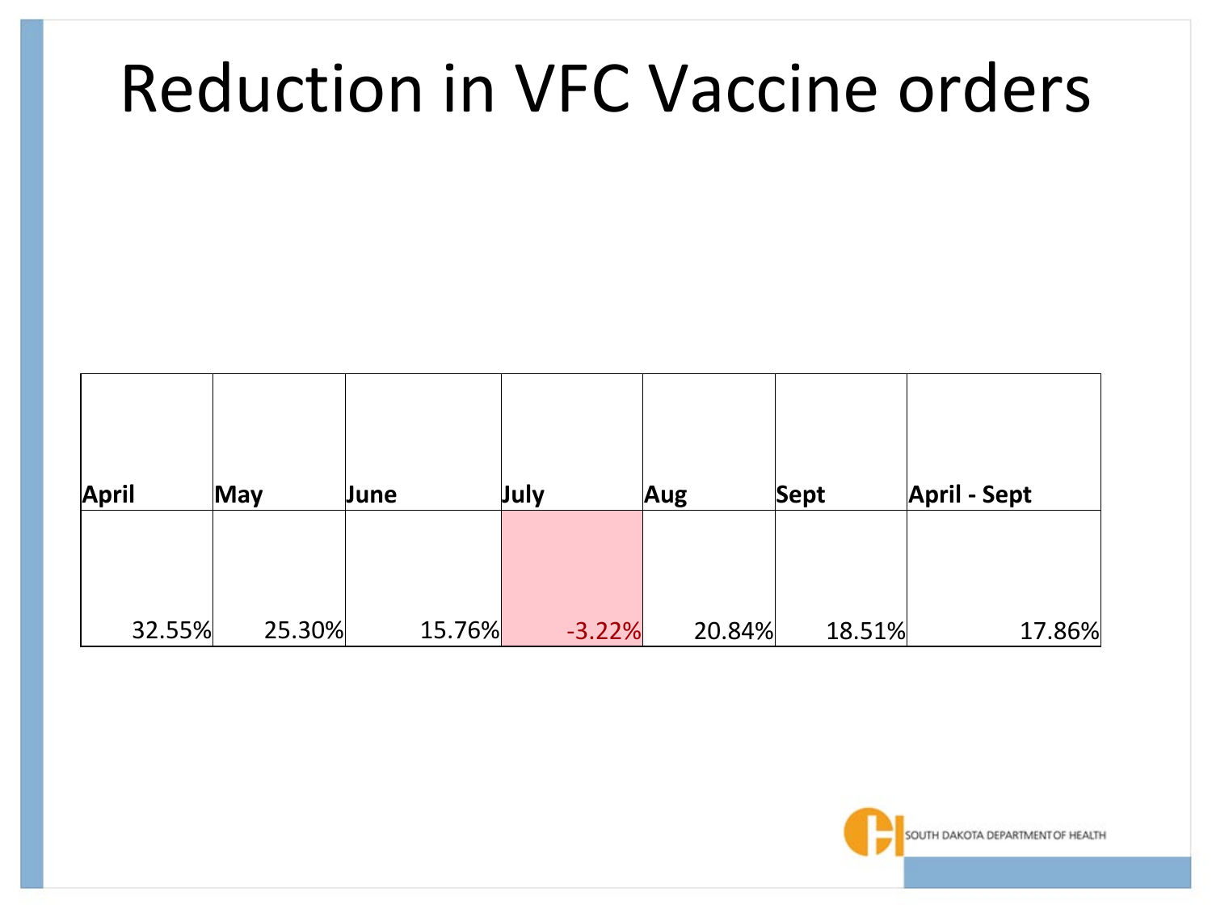# Reduction in VFC Vaccine orders

| April | May | June | July | Aug | Sept | April - Sept |
|---|---|---|---|---|---|---|
| 32.55% | 25.30% | 15.76% | -3.22% | 20.84% | 18.51% | 17.86% |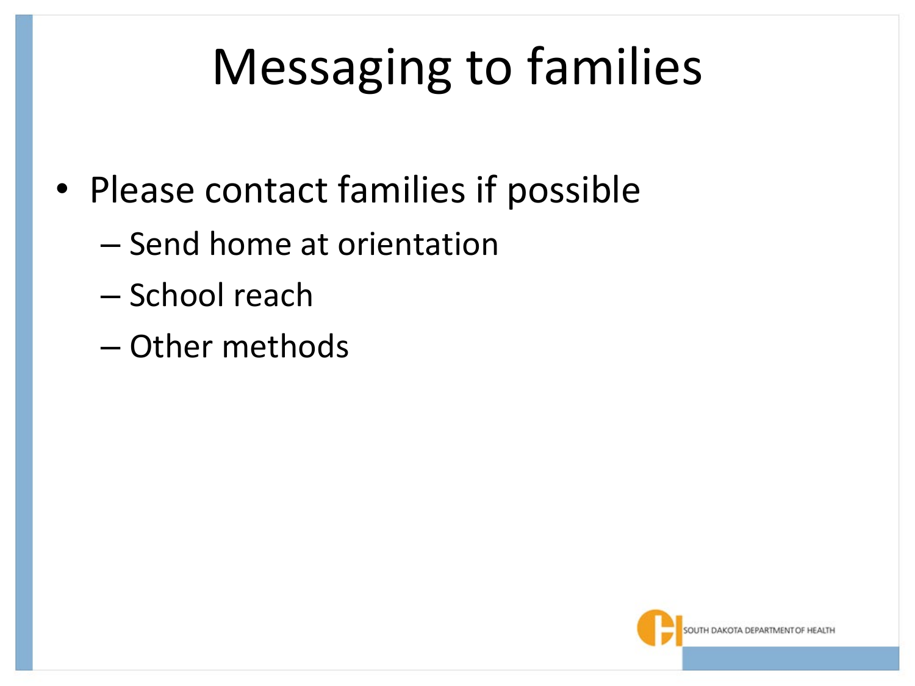# Messaging to families

- Please contact families if possible
  - Send home at orientation
  - School reach
  - Other methods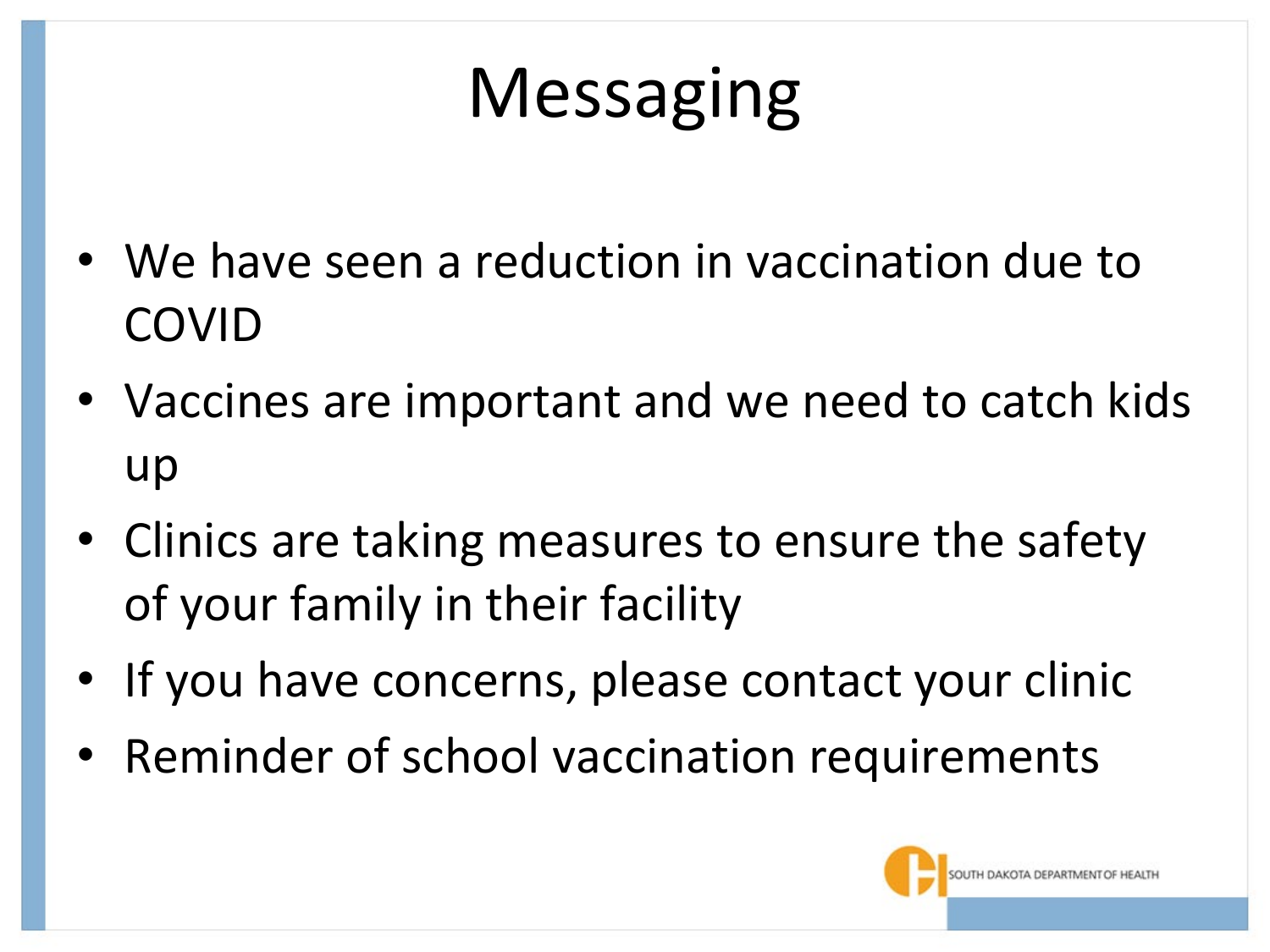# Messaging

- We have seen a reduction in vaccination due to COVID
- Vaccines are important and we need to catch kids up
- Clinics are taking measures to ensure the safety of your family in their facility
- If you have concerns, please contact your clinic
- Reminder of school vaccination requirements